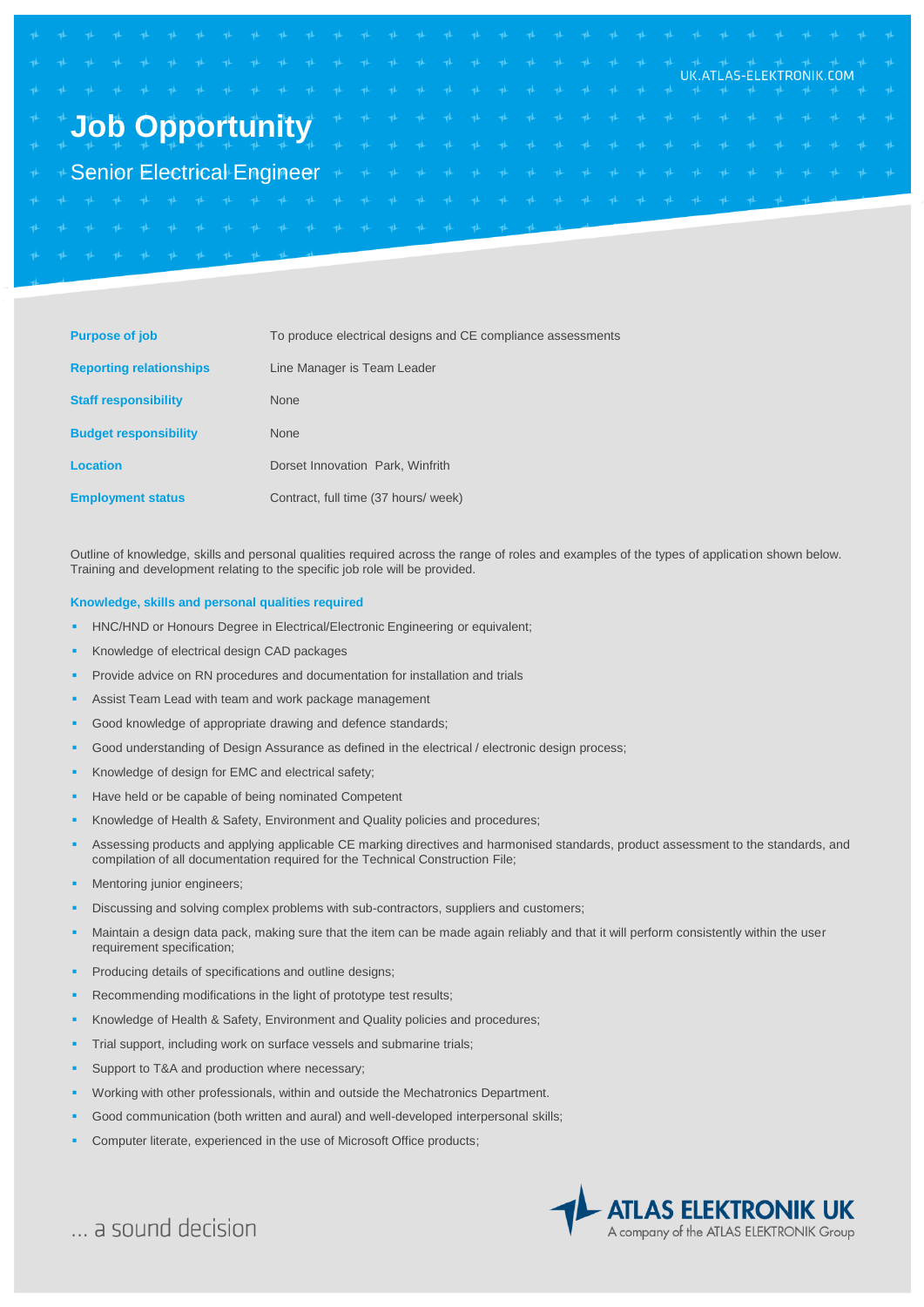UK.ATLAS-ELEKTRONIK.COM

# Job Opportunity

## Senior Electrical Engineer

| | |
|---|---|
| **Purpose of job** | To produce electrical designs and CE compliance assessments |
| **Reporting relationships** | Line Manager is Team Leader |
| **Staff responsibility** | None |
| **Budget responsibility** | None |
| **Location** | Dorset Innovation Park, Winfrith |
| **Employment status** | Contract, full time (37 hours/ week) |

Outline of knowledge, skills and personal qualities required across the range of roles and examples of the types of application shown below. Training and development relating to the specific job role will be provided.

### Knowledge, skills and personal qualities required

- HNC/HND or Honours Degree in Electrical/Electronic Engineering or equivalent;
- Knowledge of electrical design CAD packages
- Provide advice on RN procedures and documentation for installation and trials
- Assist Team Lead with team and work package management
- Good knowledge of appropriate drawing and defence standards;
- Good understanding of Design Assurance as defined in the electrical / electronic design process;
- Knowledge of design for EMC and electrical safety;
- Have held or be capable of being nominated Competent
- Knowledge of Health & Safety, Environment and Quality policies and procedures;
- Assessing products and applying applicable CE marking directives and harmonised standards, product assessment to the standards, and compilation of all documentation required for the Technical Construction File;
- Mentoring junior engineers;
- Discussing and solving complex problems with sub-contractors, suppliers and customers;
- Maintain a design data pack, making sure that the item can be made again reliably and that it will perform consistently within the user requirement specification;
- Producing details of specifications and outline designs;
- Recommending modifications in the light of prototype test results;
- Knowledge of Health & Safety, Environment and Quality policies and procedures;
- Trial support, including work on surface vessels and submarine trials;
- Support to T&A and production where necessary;
- Working with other professionals, within and outside the Mechatronics Department.
- Good communication (both written and aural) and well-developed interpersonal skills;
- Computer literate, experienced in the use of Microsoft Office products;

... a sound decision

ATLAS ELEKTRONIK UK
A company of the ATLAS ELEKTRONIK Group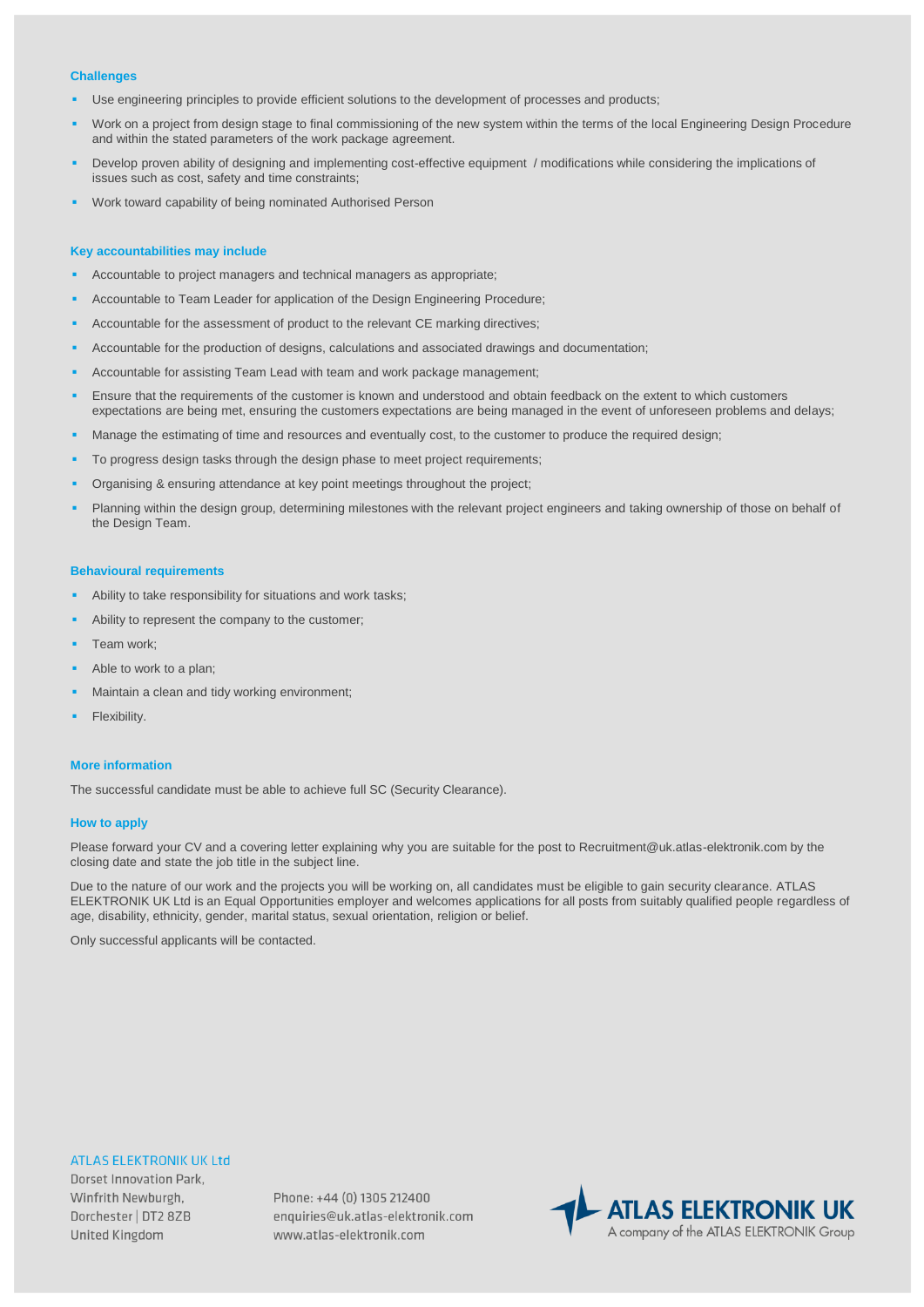### Challenges

- Use engineering principles to provide efficient solutions to the development of processes and products;
- Work on a project from design stage to final commissioning of the new system within the terms of the local Engineering Design Procedure and within the stated parameters of the work package agreement.
- Develop proven ability of designing and implementing cost-effective equipment / modifications while considering the implications of issues such as cost, safety and time constraints;
- Work toward capability of being nominated Authorised Person

### Key accountabilities may include

- Accountable to project managers and technical managers as appropriate;
- Accountable to Team Leader for application of the Design Engineering Procedure;
- Accountable for the assessment of product to the relevant CE marking directives;
- Accountable for the production of designs, calculations and associated drawings and documentation;
- Accountable for assisting Team Lead with team and work package management;
- Ensure that the requirements of the customer is known and understood and obtain feedback on the extent to which customers expectations are being met, ensuring the customers expectations are being managed in the event of unforeseen problems and delays;
- Manage the estimating of time and resources and eventually cost, to the customer to produce the required design;
- To progress design tasks through the design phase to meet project requirements;
- Organising & ensuring attendance at key point meetings throughout the project;
- Planning within the design group, determining milestones with the relevant project engineers and taking ownership of those on behalf of the Design Team.

### Behavioural requirements

- Ability to take responsibility for situations and work tasks;
- Ability to represent the company to the customer;
- Team work;
- Able to work to a plan;
- Maintain a clean and tidy working environment;
- Flexibility.

### More information

The successful candidate must be able to achieve full SC (Security Clearance).

### How to apply

Please forward your CV and a covering letter explaining why you are suitable for the post to Recruitment@uk.atlas-elektronik.com by the closing date and state the job title in the subject line.

Due to the nature of our work and the projects you will be working on, all candidates must be eligible to gain security clearance. ATLAS ELEKTRONIK UK Ltd is an Equal Opportunities employer and welcomes applications for all posts from suitably qualified people regardless of age, disability, ethnicity, gender, marital status, sexual orientation, religion or belief.

Only successful applicants will be contacted.

ATLAS ELEKTRONIK UK Ltd
Dorset Innovation Park,
Winfrith Newburgh,
Dorchester | DT2 8ZB
United Kingdom

Phone: +44 (0) 1305 212400
enquiries@uk.atlas-elektronik.com
www.atlas-elektronik.com

ATLAS ELEKTRONIK UK
A company of the ATLAS ELEKTRONIK Group